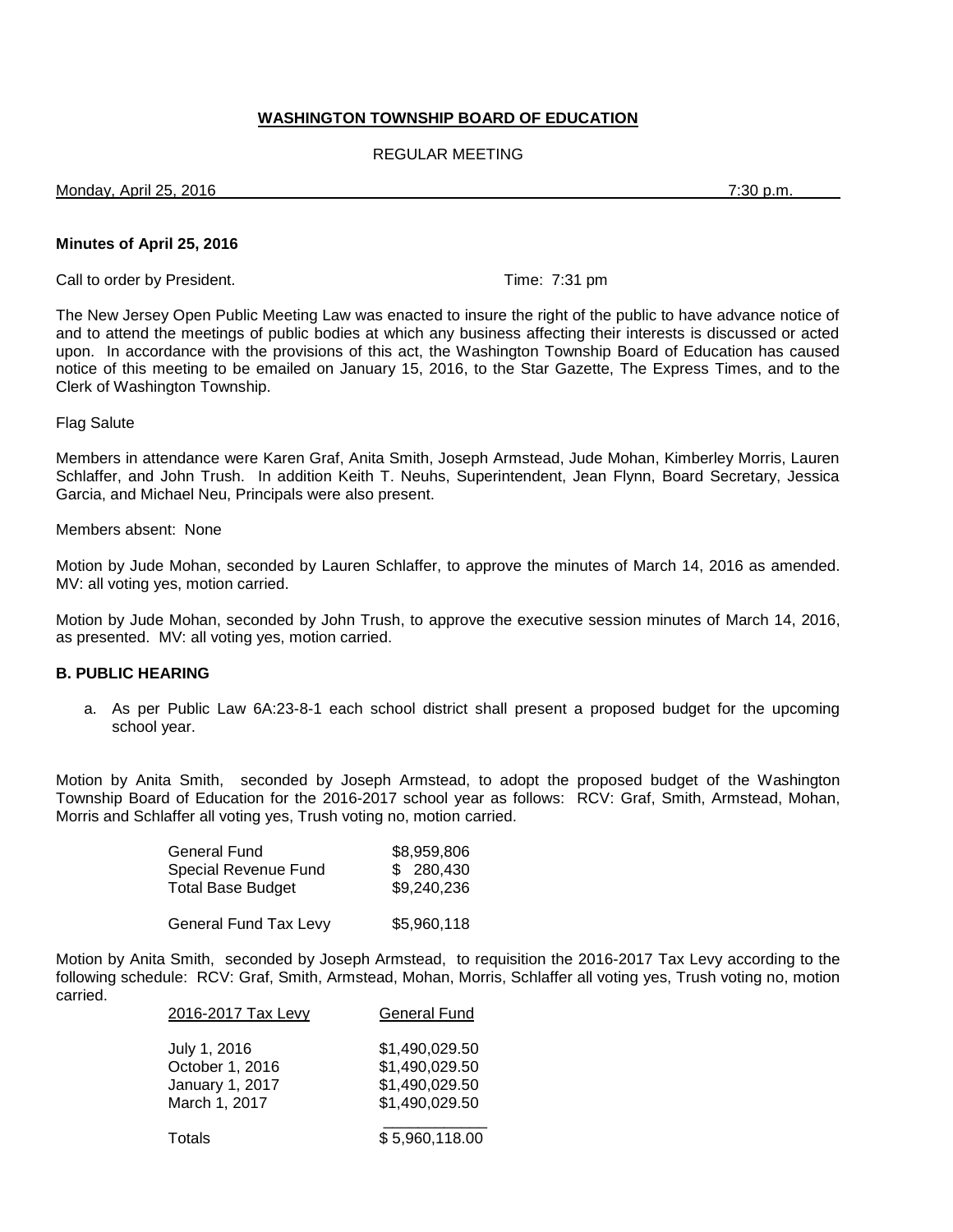# WASHINGTON TOWNSHIP BOARD OF EDUCATION

REGULAR MEETING

Monday, April 25, 2016 7:30 p.m.

**Minutes of April 25, 2016**

Call to order by President. Time: 7:31 pm

The New Jersey Open Public Meeting Law was enacted to insure the right of the public to have advance notice of and to attend the meetings of public bodies at which any business affecting their interests is discussed or acted upon. In accordance with the provisions of this act, the Washington Township Board of Education has caused notice of this meeting to be emailed on January 15, 2016, to the Star Gazette, The Express Times, and to the Clerk of Washington Township.

Flag Salute

Members in attendance were Karen Graf, Anita Smith, Joseph Armstead, Jude Mohan, Kimberley Morris, Lauren Schlaffer, and John Trush. In addition Keith T. Neuhs, Superintendent, Jean Flynn, Board Secretary, Jessica Garcia, and Michael Neu, Principals were also present.

Members absent: None

Motion by Jude Mohan, seconded by Lauren Schlaffer, to approve the minutes of March 14, 2016 as amended. MV: all voting yes, motion carried.

Motion by Jude Mohan, seconded by John Trush, to approve the executive session minutes of March 14, 2016, as presented. MV: all voting yes, motion carried.

### B. PUBLIC HEARING

a. As per Public Law 6A:23-8-1 each school district shall present a proposed budget for the upcoming school year.

Motion by Anita Smith, seconded by Joseph Armstead, to adopt the proposed budget of the Washington Township Board of Education for the 2016-2017 school year as follows: RCV: Graf, Smith, Armstead, Mohan, Morris and Schlaffer all voting yes, Trush voting no, motion carried.

| | |
|---|---|
| General Fund | $8,959,806 |
| Special Revenue Fund | $ 280,430 |
| Total Base Budget | $9,240,236 |
| | |
| General Fund Tax Levy | $5,960,118 |

Motion by Anita Smith, seconded by Joseph Armstead, to requisition the 2016-2017 Tax Levy according to the following schedule: RCV: Graf, Smith, Armstead, Mohan, Morris, Schlaffer all voting yes, Trush voting no, motion carried.

| 2016-2017 Tax Levy | General Fund |
|---|---|
| July 1, 2016 | $1,490,029.50 |
| October 1, 2016 | $1,490,029.50 |
| January 1, 2017 | $1,490,029.50 |
| March 1, 2017 | $1,490,029.50 |
| Totals | $ 5,960,118.00 |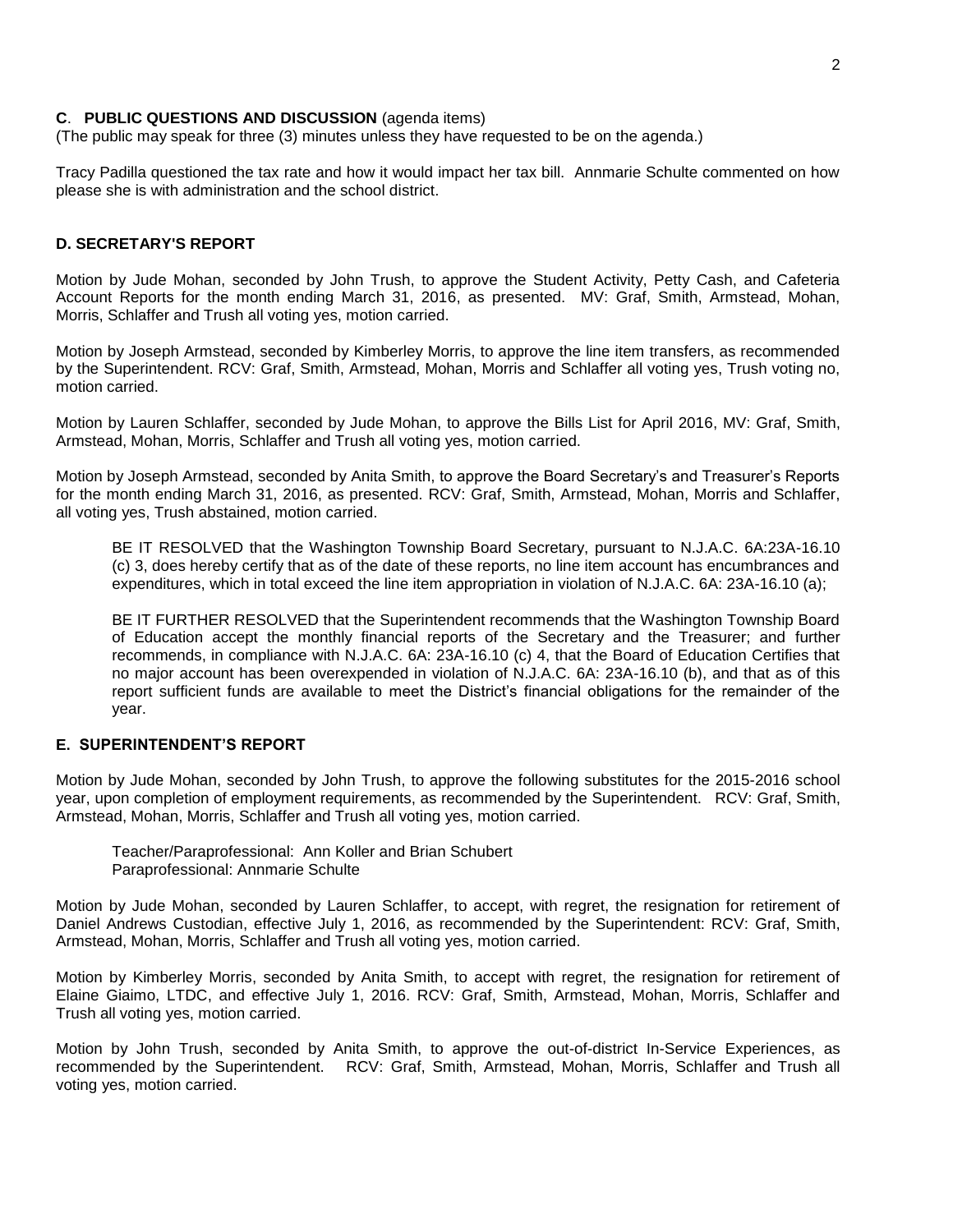**C**. **PUBLIC QUESTIONS AND DISCUSSION** (agenda items)
(The public may speak for three (3) minutes unless they have requested to be on the agenda.)

Tracy Padilla questioned the tax rate and how it would impact her tax bill. Annmarie Schulte commented on how please she is with administration and the school district.

**D. SECRETARY'S REPORT**

Motion by Jude Mohan, seconded by John Trush, to approve the Student Activity, Petty Cash, and Cafeteria Account Reports for the month ending March 31, 2016, as presented. MV: Graf, Smith, Armstead, Mohan, Morris, Schlaffer and Trush all voting yes, motion carried.

Motion by Joseph Armstead, seconded by Kimberley Morris, to approve the line item transfers, as recommended by the Superintendent. RCV: Graf, Smith, Armstead, Mohan, Morris and Schlaffer all voting yes, Trush voting no, motion carried.

Motion by Lauren Schlaffer, seconded by Jude Mohan, to approve the Bills List for April 2016, MV: Graf, Smith, Armstead, Mohan, Morris, Schlaffer and Trush all voting yes, motion carried.

Motion by Joseph Armstead, seconded by Anita Smith, to approve the Board Secretary's and Treasurer's Reports for the month ending March 31, 2016, as presented. RCV: Graf, Smith, Armstead, Mohan, Morris and Schlaffer, all voting yes, Trush abstained, motion carried.

> BE IT RESOLVED that the Washington Township Board Secretary, pursuant to N.J.A.C. 6A:23A-16.10 (c) 3, does hereby certify that as of the date of these reports, no line item account has encumbrances and expenditures, which in total exceed the line item appropriation in violation of N.J.A.C. 6A: 23A-16.10 (a);
>
> BE IT FURTHER RESOLVED that the Superintendent recommends that the Washington Township Board of Education accept the monthly financial reports of the Secretary and the Treasurer; and further recommends, in compliance with N.J.A.C. 6A: 23A-16.10 (c) 4, that the Board of Education Certifies that no major account has been overexpended in violation of N.J.A.C. 6A: 23A-16.10 (b), and that as of this report sufficient funds are available to meet the District's financial obligations for the remainder of the year.

**E. SUPERINTENDENT'S REPORT**

Motion by Jude Mohan, seconded by John Trush, to approve the following substitutes for the 2015-2016 school year, upon completion of employment requirements, as recommended by the Superintendent. RCV: Graf, Smith, Armstead, Mohan, Morris, Schlaffer and Trush all voting yes, motion carried.

> Teacher/Paraprofessional: Ann Koller and Brian Schubert
> Paraprofessional: Annmarie Schulte

Motion by Jude Mohan, seconded by Lauren Schlaffer, to accept, with regret, the resignation for retirement of Daniel Andrews Custodian, effective July 1, 2016, as recommended by the Superintendent: RCV: Graf, Smith, Armstead, Mohan, Morris, Schlaffer and Trush all voting yes, motion carried.

Motion by Kimberley Morris, seconded by Anita Smith, to accept with regret, the resignation for retirement of Elaine Giaimo, LTDC, and effective July 1, 2016. RCV: Graf, Smith, Armstead, Mohan, Morris, Schlaffer and Trush all voting yes, motion carried.

Motion by John Trush, seconded by Anita Smith, to approve the out-of-district In-Service Experiences, as recommended by the Superintendent. RCV: Graf, Smith, Armstead, Mohan, Morris, Schlaffer and Trush all voting yes, motion carried.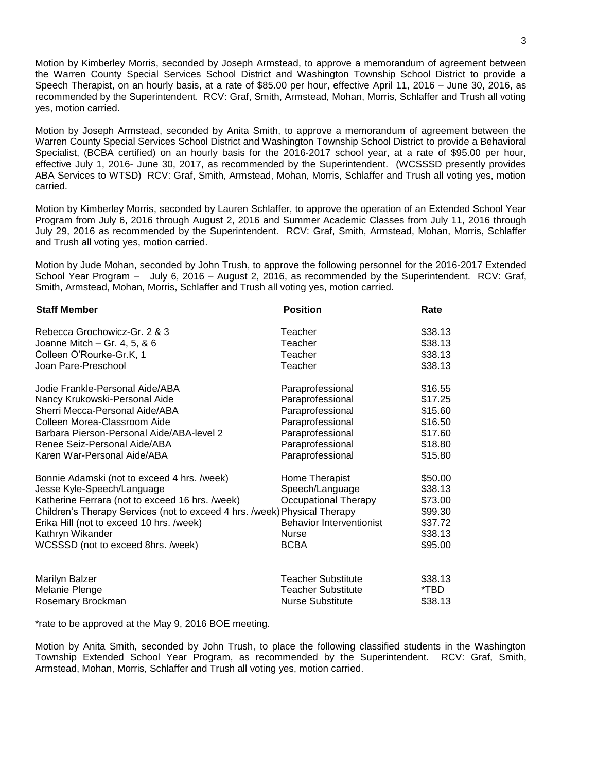Motion by Kimberley Morris, seconded by Joseph Armstead, to approve a memorandum of agreement between the Warren County Special Services School District and Washington Township School District to provide a Speech Therapist, on an hourly basis, at a rate of $85.00 per hour, effective April 11, 2016 – June 30, 2016, as recommended by the Superintendent. RCV: Graf, Smith, Armstead, Mohan, Morris, Schlaffer and Trush all voting yes, motion carried.

Motion by Joseph Armstead, seconded by Anita Smith, to approve a memorandum of agreement between the Warren County Special Services School District and Washington Township School District to provide a Behavioral Specialist, (BCBA certified) on an hourly basis for the 2016-2017 school year, at a rate of $95.00 per hour, effective July 1, 2016- June 30, 2017, as recommended by the Superintendent. (WCSSSD presently provides ABA Services to WTSD) RCV: Graf, Smith, Armstead, Mohan, Morris, Schlaffer and Trush all voting yes, motion carried.

Motion by Kimberley Morris, seconded by Lauren Schlaffer, to approve the operation of an Extended School Year Program from July 6, 2016 through August 2, 2016 and Summer Academic Classes from July 11, 2016 through July 29, 2016 as recommended by the Superintendent. RCV: Graf, Smith, Armstead, Mohan, Morris, Schlaffer and Trush all voting yes, motion carried.

Motion by Jude Mohan, seconded by John Trush, to approve the following personnel for the 2016-2017 Extended School Year Program – July 6, 2016 – August 2, 2016, as recommended by the Superintendent. RCV: Graf, Smith, Armstead, Mohan, Morris, Schlaffer and Trush all voting yes, motion carried.

| Staff Member | Position | Rate |
|---|---|---|
| Rebecca Grochowicz-Gr. 2 & 3 | Teacher | $38.13 |
| Joanne Mitch – Gr. 4, 5, & 6 | Teacher | $38.13 |
| Colleen O'Rourke-Gr.K, 1 | Teacher | $38.13 |
| Joan Pare-Preschool | Teacher | $38.13 |
| Jodie Frankle-Personal Aide/ABA | Paraprofessional | $16.55 |
| Nancy Krukowski-Personal Aide | Paraprofessional | $17.25 |
| Sherri Mecca-Personal Aide/ABA | Paraprofessional | $15.60 |
| Colleen Morea-Classroom Aide | Paraprofessional | $16.50 |
| Barbara Pierson-Personal Aide/ABA-level 2 | Paraprofessional | $17.60 |
| Renee Seiz-Personal Aide/ABA | Paraprofessional | $18.80 |
| Karen War-Personal Aide/ABA | Paraprofessional | $15.80 |
| Bonnie Adamski (not to exceed 4 hrs. /week) | Home Therapist | $50.00 |
| Jesse Kyle-Speech/Language | Speech/Language | $38.13 |
| Katherine Ferrara (not to exceed 16 hrs. /week) | Occupational Therapy | $73.00 |
| Children's Therapy Services (not to exceed 4 hrs. /week) | Physical Therapy | $99.30 |
| Erika Hill (not to exceed 10 hrs. /week) | Behavior Interventionist | $37.72 |
| Kathryn Wikander | Nurse | $38.13 |
| WCSSSD (not to exceed 8hrs. /week) | BCBA | $95.00 |
| Marilyn Balzer | Teacher Substitute | $38.13 |
| Melanie Plenge | Teacher Substitute | *TBD |
| Rosemary Brockman | Nurse Substitute | $38.13 |

*rate to be approved at the May 9, 2016 BOE meeting.

Motion by Anita Smith, seconded by John Trush, to place the following classified students in the Washington Township Extended School Year Program, as recommended by the Superintendent. RCV: Graf, Smith, Armstead, Mohan, Morris, Schlaffer and Trush all voting yes, motion carried.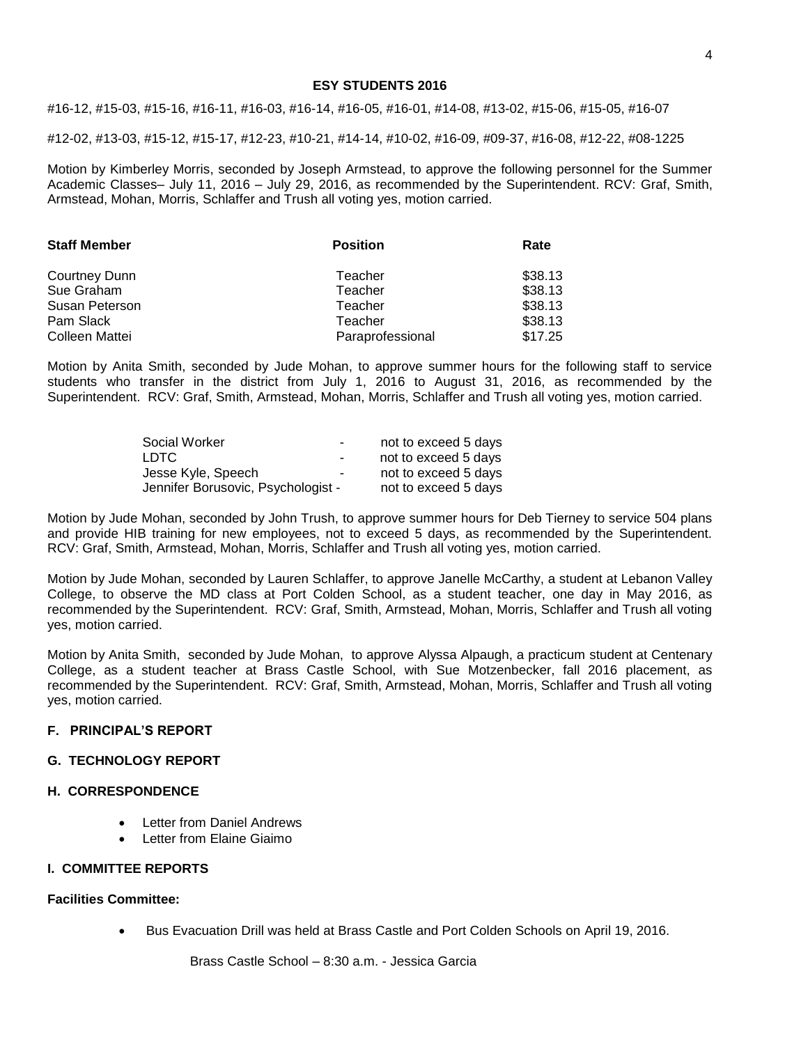**ESY STUDENTS 2016**

#16-12, #15-03, #15-16, #16-11, #16-03, #16-14, #16-05, #16-01, #14-08, #13-02, #15-06, #15-05, #16-07

#12-02, #13-03, #15-12, #15-17, #12-23, #10-21, #14-14, #10-02, #16-09, #09-37, #16-08, #12-22, #08-1225

Motion by Kimberley Morris, seconded by Joseph Armstead, to approve the following personnel for the Summer Academic Classes– July 11, 2016 – July 29, 2016, as recommended by the Superintendent. RCV: Graf, Smith, Armstead, Mohan, Morris, Schlaffer and Trush all voting yes, motion carried.

| Staff Member | Position | Rate |
|---|---|---|
| Courtney Dunn | Teacher | $38.13 |
| Sue Graham | Teacher | $38.13 |
| Susan Peterson | Teacher | $38.13 |
| Pam Slack | Teacher | $38.13 |
| Colleen Mattei | Paraprofessional | $17.25 |

Motion by Anita Smith, seconded by Jude Mohan, to approve summer hours for the following staff to service students who transfer in the district from July 1, 2016 to August 31, 2016, as recommended by the Superintendent. RCV: Graf, Smith, Armstead, Mohan, Morris, Schlaffer and Trush all voting yes, motion carried.

| | | |
|---|---|---|
| Social Worker | - | not to exceed 5 days |
| LDTC | - | not to exceed 5 days |
| Jesse Kyle, Speech | - | not to exceed 5 days |
| Jennifer Borusovic, Psychologist | - | not to exceed 5 days |

Motion by Jude Mohan, seconded by John Trush, to approve summer hours for Deb Tierney to service 504 plans and provide HIB training for new employees, not to exceed 5 days, as recommended by the Superintendent. RCV: Graf, Smith, Armstead, Mohan, Morris, Schlaffer and Trush all voting yes, motion carried.

Motion by Jude Mohan, seconded by Lauren Schlaffer, to approve Janelle McCarthy, a student at Lebanon Valley College, to observe the MD class at Port Colden School, as a student teacher, one day in May 2016, as recommended by the Superintendent. RCV: Graf, Smith, Armstead, Mohan, Morris, Schlaffer and Trush all voting yes, motion carried.

Motion by Anita Smith, seconded by Jude Mohan, to approve Alyssa Alpaugh, a practicum student at Centenary College, as a student teacher at Brass Castle School, with Sue Motzenbecker, fall 2016 placement, as recommended by the Superintendent. RCV: Graf, Smith, Armstead, Mohan, Morris, Schlaffer and Trush all voting yes, motion carried.

### F. PRINCIPAL'S REPORT

### G. TECHNOLOGY REPORT

### H. CORRESPONDENCE

- Letter from Daniel Andrews
- Letter from Elaine Giaimo

### I. COMMITTEE REPORTS

**Facilities Committee:**

- Bus Evacuation Drill was held at Brass Castle and Port Colden Schools on April 19, 2016.

  Brass Castle School – 8:30 a.m. - Jessica Garcia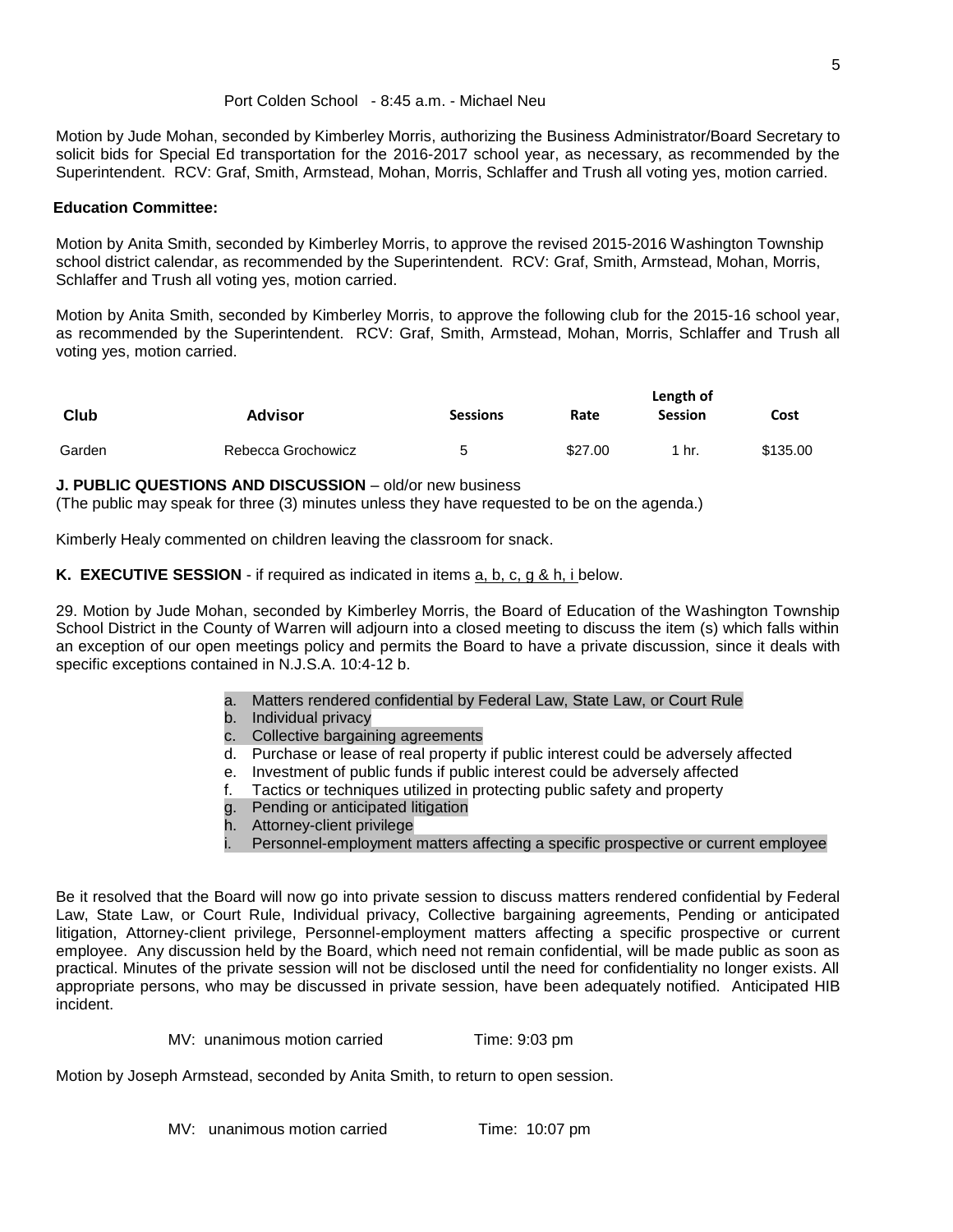Port Colden School - 8:45 a.m. - Michael Neu

Motion by Jude Mohan, seconded by Kimberley Morris, authorizing the Business Administrator/Board Secretary to solicit bids for Special Ed transportation for the 2016-2017 school year, as necessary, as recommended by the Superintendent. RCV: Graf, Smith, Armstead, Mohan, Morris, Schlaffer and Trush all voting yes, motion carried.

**Education Committee:**

Motion by Anita Smith, seconded by Kimberley Morris, to approve the revised 2015-2016 Washington Township school district calendar, as recommended by the Superintendent. RCV: Graf, Smith, Armstead, Mohan, Morris, Schlaffer and Trush all voting yes, motion carried.

Motion by Anita Smith, seconded by Kimberley Morris, to approve the following club for the 2015-16 school year, as recommended by the Superintendent. RCV: Graf, Smith, Armstead, Mohan, Morris, Schlaffer and Trush all voting yes, motion carried.

| Club | Advisor | Sessions | Rate | Length of Session | Cost |
| --- | --- | --- | --- | --- | --- |
| Garden | Rebecca Grochowicz | 5 | $27.00 | 1 hr. | $135.00 |

**J. PUBLIC QUESTIONS AND DISCUSSION** – old/or new business
(The public may speak for three (3) minutes unless they have requested to be on the agenda.)

Kimberly Healy commented on children leaving the classroom for snack.

**K. EXECUTIVE SESSION** - if required as indicated in items a, b, c, g & h, i below.

29. Motion by Jude Mohan, seconded by Kimberley Morris, the Board of Education of the Washington Township School District in the County of Warren will adjourn into a closed meeting to discuss the item (s) which falls within an exception of our open meetings policy and permits the Board to have a private discussion, since it deals with specific exceptions contained in N.J.S.A. 10:4-12 b.

a. Matters rendered confidential by Federal Law, State Law, or Court Rule
b. Individual privacy
c. Collective bargaining agreements
d. Purchase or lease of real property if public interest could be adversely affected
e. Investment of public funds if public interest could be adversely affected
f. Tactics or techniques utilized in protecting public safety and property
g. Pending or anticipated litigation
h. Attorney-client privilege
i. Personnel-employment matters affecting a specific prospective or current employee

Be it resolved that the Board will now go into private session to discuss matters rendered confidential by Federal Law, State Law, or Court Rule, Individual privacy, Collective bargaining agreements, Pending or anticipated litigation, Attorney-client privilege, Personnel-employment matters affecting a specific prospective or current employee. Any discussion held by the Board, which need not remain confidential, will be made public as soon as practical. Minutes of the private session will not be disclosed until the need for confidentiality no longer exists. All appropriate persons, who may be discussed in private session, have been adequately notified. Anticipated HIB incident.

MV: unanimous motion carried Time: 9:03 pm

Motion by Joseph Armstead, seconded by Anita Smith, to return to open session.

MV: unanimous motion carried Time: 10:07 pm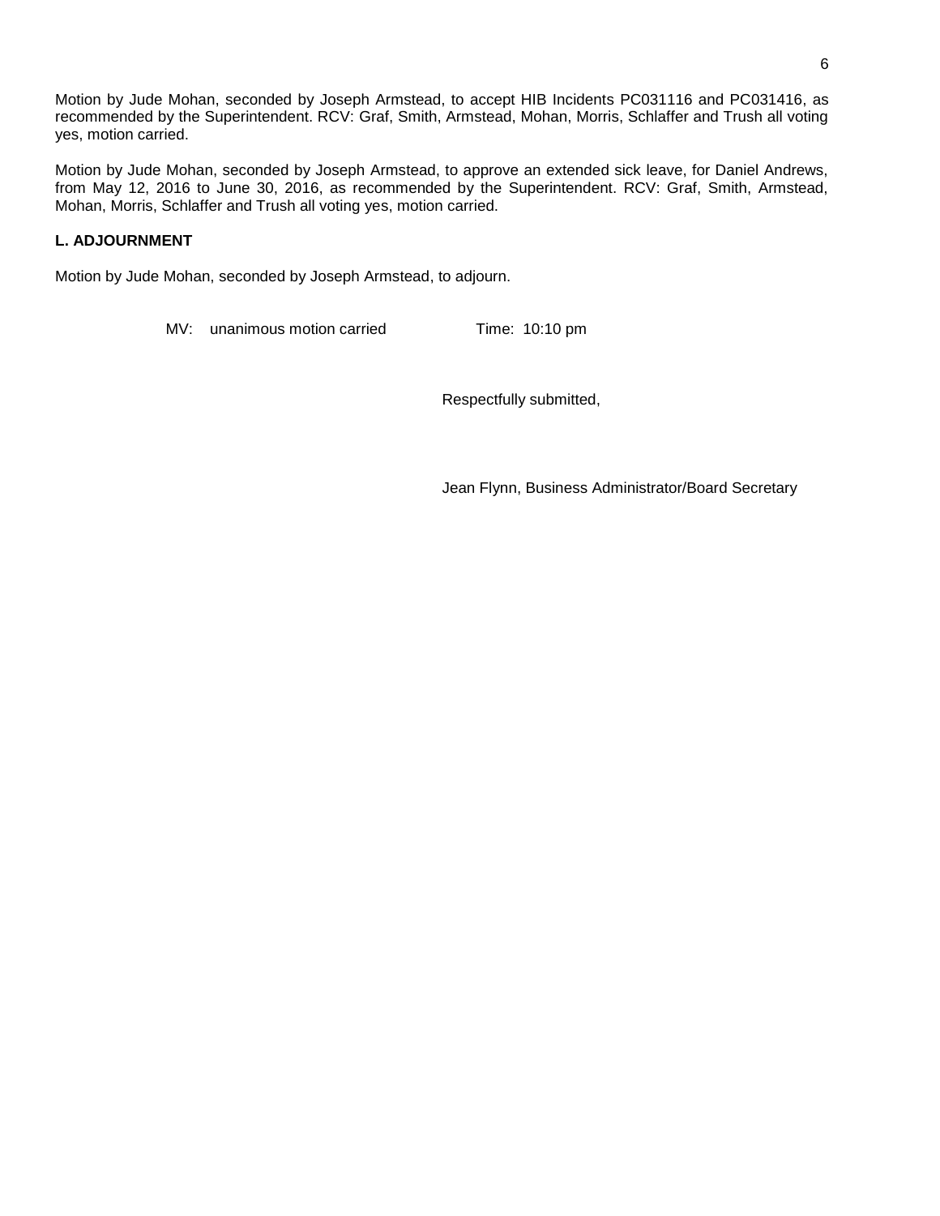Motion by Jude Mohan, seconded by Joseph Armstead, to accept HIB Incidents PC031116 and PC031416, as recommended by the Superintendent. RCV: Graf, Smith, Armstead, Mohan, Morris, Schlaffer and Trush all voting yes, motion carried.

Motion by Jude Mohan, seconded by Joseph Armstead, to approve an extended sick leave, for Daniel Andrews, from May 12, 2016 to June 30, 2016, as recommended by the Superintendent. RCV: Graf, Smith, Armstead, Mohan, Morris, Schlaffer and Trush all voting yes, motion carried.

**L. ADJOURNMENT**

Motion by Jude Mohan, seconded by Joseph Armstead, to adjourn.

MV: unanimous motion carried Time: 10:10 pm

Respectfully submitted,

Jean Flynn, Business Administrator/Board Secretary